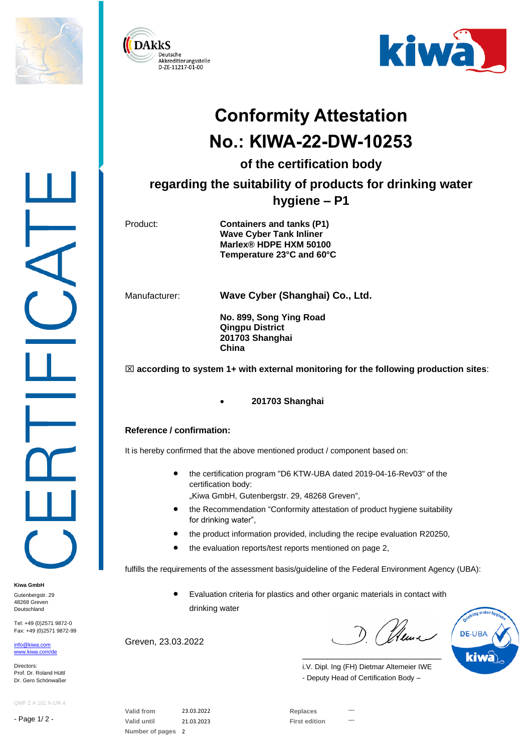DAkkS Deutsche Akkreditierungsstelle D-ZE-11217-01-00

# Conformity Attestation

# No.: KIWA-22-DW-10253

## of the certification body

## regarding the suitability of products for drinking water hygiene – P1

Product: **Containers and tanks (P1)**
**Wave Cyber Tank Inliner**
**Marlex® HDPE HXM 50100**
**Temperature 23°C and 60°C**

Manufacturer: **Wave Cyber (Shanghai) Co., Ltd.**

**No. 899, Song Ying Road**
**Qingpu District**
**201703 Shanghai**
**China**

☒ **according to system 1+ with external monitoring for the following production sites**:

- **201703 Shanghai**

**Reference / confirmation:**

It is hereby confirmed that the above mentioned product / component based on:

- the certification program "D6 KTW-UBA dated 2019-04-16-Rev03" of the certification body:
  „Kiwa GmbH, Gutenbergstr. 29, 48268 Greven",
- the Recommendation "Conformity attestation of product hygiene suitability for drinking water",
- the product information provided, including the recipe evaluation R20250,
- the evaluation reports/test reports mentioned on page 2,

fulfills the requirements of the assessment basis/guideline of the Federal Environment Agency (UBA):

- Evaluation criteria for plastics and other organic materials in contact with drinking water

Greven, 23.03.2022

i.V. Dipl. Ing (FH) Dietmar Altemeier IWE
- Deputy Head of Certification Body –

| Valid from | 23.03.2022 | Replaces | --- |
|---|---|---|---|
| Valid until | 21.03.2023 | First edition | --- |
| Number of pages | 2 | | |

**Kiwa GmbH**
Gutenbergstr. 29
48268 Greven
Deutschland

Tel: +49 (0)2571 9872-0
Fax: +49 (0)2571 9872-99

info@kiwa.com
www.kiwa.com/de

Directors:
Prof. Dr. Roland Hüttl
Dr. Gero Schönwaßer

QMF Z A 101 h-1/R.4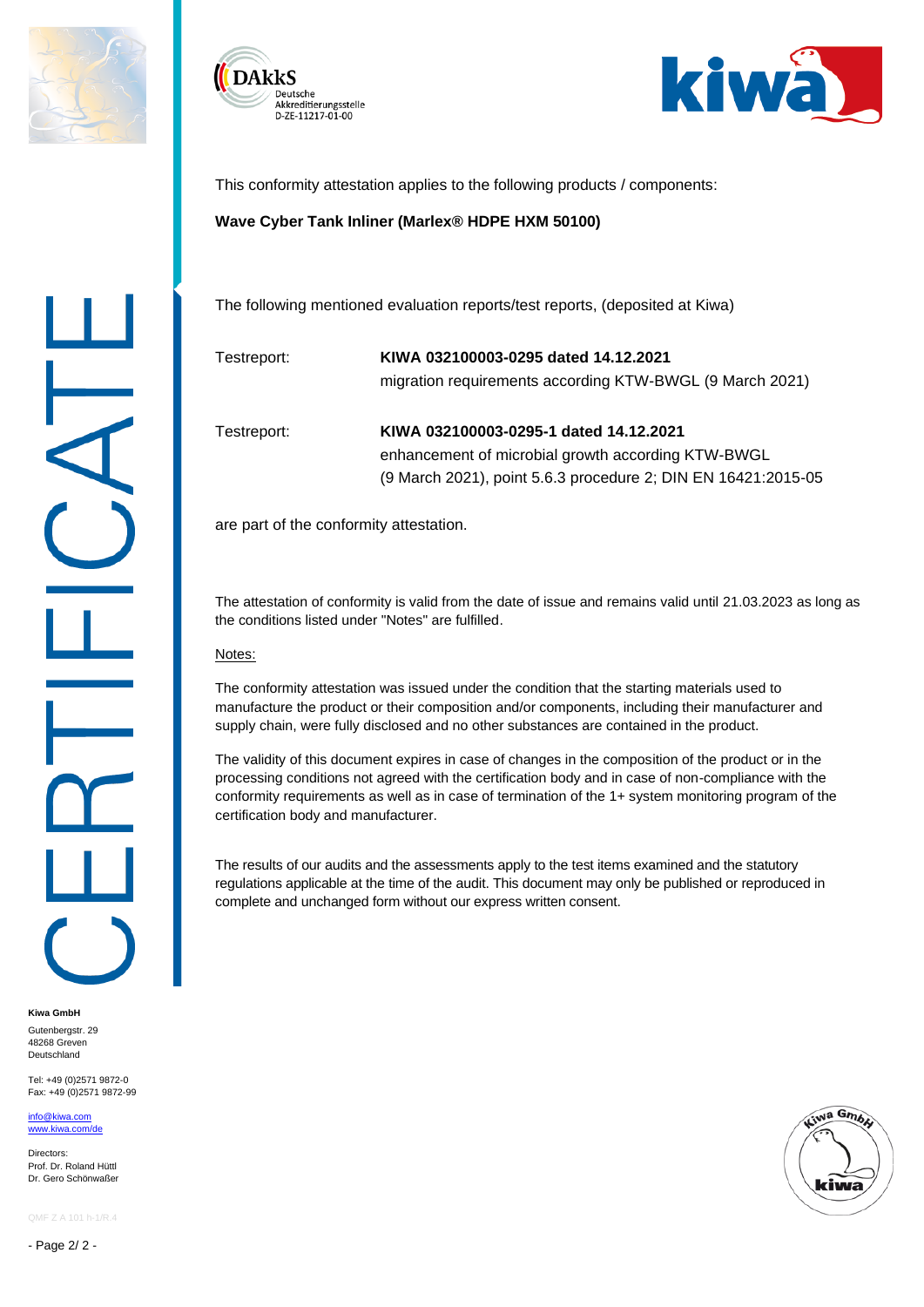This conformity attestation applies to the following products / components:

**Wave Cyber Tank Inliner (Marlex® HDPE HXM 50100)**

The following mentioned evaluation reports/test reports, (deposited at Kiwa)

| | |
|---|---|
| Testreport: | **KIWA 032100003-0295 dated 14.12.2021**<br>migration requirements according KTW-BWGL (9 March 2021) |
| Testreport: | **KIWA 032100003-0295-1 dated 14.12.2021**<br>enhancement of microbial growth according KTW-BWGL (9 March 2021), point 5.6.3 procedure 2; DIN EN 16421:2015-05 |

are part of the conformity attestation.

The attestation of conformity is valid from the date of issue and remains valid until 21.03.2023 as long as the conditions listed under "Notes" are fulfilled.

Notes:

The conformity attestation was issued under the condition that the starting materials used to manufacture the product or their composition and/or components, including their manufacturer and supply chain, were fully disclosed and no other substances are contained in the product.

The validity of this document expires in case of changes in the composition of the product or in the processing conditions not agreed with the certification body and in case of non-compliance with the conformity requirements as well as in case of termination of the 1+ system monitoring program of the certification body and manufacturer.

The results of our audits and the assessments apply to the test items examined and the statutory regulations applicable at the time of the audit. This document may only be published or reproduced in complete and unchanged form without our express written consent.

CERTIFICATE

DAkkS Deutsche Akkreditierungsstelle D-ZE-11217-01-00

**Kiwa GmbH**

Gutenbergstr. 29
48268 Greven
Deutschland

Tel: +49 (0)2571 9872-0
Fax: +49 (0)2571 9872-99

info@kiwa.com
www.kiwa.com/de

Directors:
Prof. Dr. Roland Hüttl
Dr. Gero Schönwaßer

QMF Z A 101 h-1/R.4